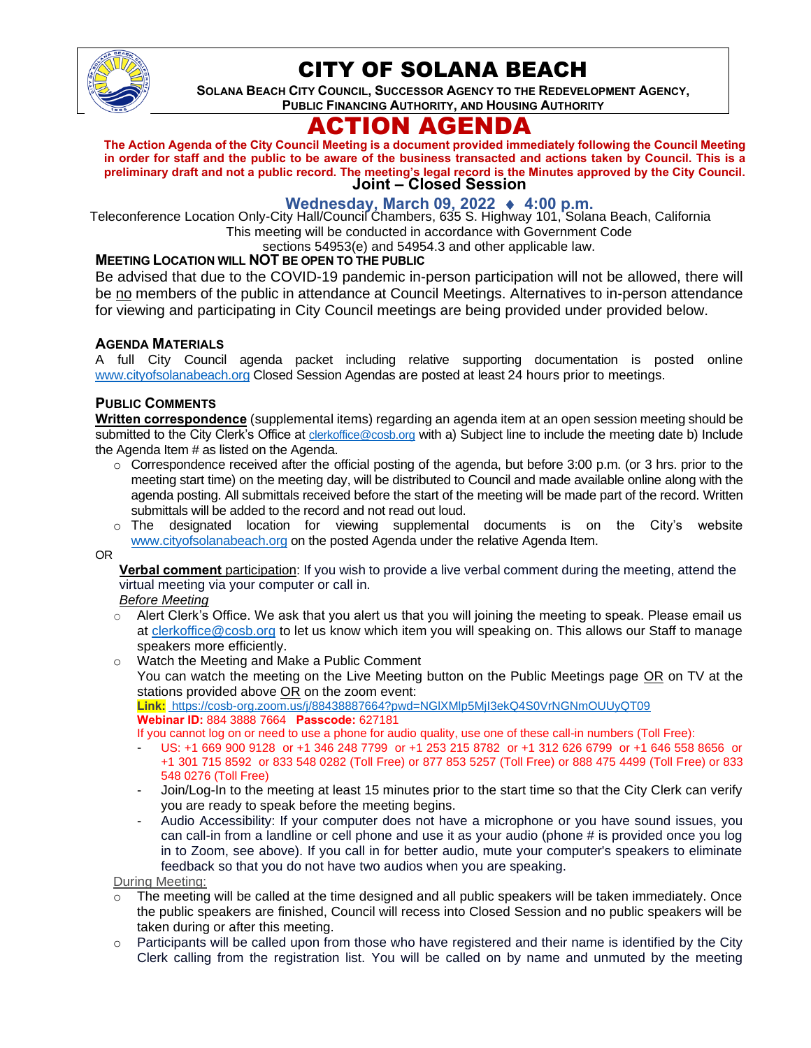# CITY OF SOLANA BEACH

**SOLANA BEACH CITY COUNCIL, SUCCESSOR AGENCY TO THE REDEVELOPMENT AGENCY, PUBLIC FINANCING AUTHORITY, AND HOUSING AUTHORITY**

# ACTION AGENDA

**The Action Agenda of the City Council Meeting is a document provided immediately following the Council Meeting in order for staff and the public to be aware of the business transacted and actions taken by Council. This is a preliminary draft and not a public record. The meeting's legal record is the Minutes approved by the City Council.**

## Joint – Closed Session

**Wednesday, March 09, 2022 ♦ 4:00 p.m.**

Teleconference Location Only-City Hall/Council Chambers, 635 S. Highway 101, Solana Beach, California
This meeting will be conducted in accordance with Government Code sections 54953(e) and 54954.3 and other applicable law.

**MEETING LOCATION WILL NOT BE OPEN TO THE PUBLIC**

Be advised that due to the COVID-19 pandemic in-person participation will not be allowed, there will be no members of the public in attendance at Council Meetings. Alternatives to in-person attendance for viewing and participating in City Council meetings are being provided under provided below.

**AGENDA MATERIALS**

A full City Council agenda packet including relative supporting documentation is posted online www.cityofsolanabeach.org Closed Session Agendas are posted at least 24 hours prior to meetings.

**PUBLIC COMMENTS**

**Written correspondence** (supplemental items) regarding an agenda item at an open session meeting should be submitted to the City Clerk's Office at clerkoffice@cosb.org with a) Subject line to include the meeting date b) Include the Agenda Item # as listed on the Agenda.

- Correspondence received after the official posting of the agenda, but before 3:00 p.m. (or 3 hrs. prior to the meeting start time) on the meeting day, will be distributed to Council and made available online along with the agenda posting. All submittals received before the start of the meeting will be made part of the record. Written submittals will be added to the record and not read out loud.
- The designated location for viewing supplemental documents is on the City's website www.cityofsolanabeach.org on the posted Agenda under the relative Agenda Item.

OR

**Verbal comment** participation: If you wish to provide a live verbal comment during the meeting, attend the virtual meeting via your computer or call in.

*Before Meeting*

- Alert Clerk's Office. We ask that you alert us that you will joining the meeting to speak. Please email us at clerkoffice@cosb.org to let us know which item you will speaking on. This allows our Staff to manage speakers more efficiently.
- Watch the Meeting and Make a Public Comment
  You can watch the meeting on the Live Meeting button on the Public Meetings page OR on TV at the stations provided above OR on the zoom event:
  **Link:** https://cosb-org.zoom.us/j/88438887664?pwd=NGlXMlp5MjI3ekQ4S0VrNGNmOUUyQT09
  **Webinar ID:** 884 3888 7664 **Passcode:** 627181
  If you cannot log on or need to use a phone for audio quality, use one of these call-in numbers (Toll Free):
  - US: +1 669 900 9128 or +1 346 248 7799 or +1 253 215 8782 or +1 312 626 6799 or +1 646 558 8656 or +1 301 715 8592 or 833 548 0282 (Toll Free) or 877 853 5257 (Toll Free) or 888 475 4499 (Toll Free) or 833 548 0276 (Toll Free)
  - Join/Log-In to the meeting at least 15 minutes prior to the start time so that the City Clerk can verify you are ready to speak before the meeting begins.
  - Audio Accessibility: If your computer does not have a microphone or you have sound issues, you can call-in from a landline or cell phone and use it as your audio (phone # is provided once you log in to Zoom, see above). If you call in for better audio, mute your computer's speakers to eliminate feedback so that you do not have two audios when you are speaking.

During Meeting:

- The meeting will be called at the time designed and all public speakers will be taken immediately. Once the public speakers are finished, Council will recess into Closed Session and no public speakers will be taken during or after this meeting.
- Participants will be called upon from those who have registered and their name is identified by the City Clerk calling from the registration list. You will be called on by name and unmuted by the meeting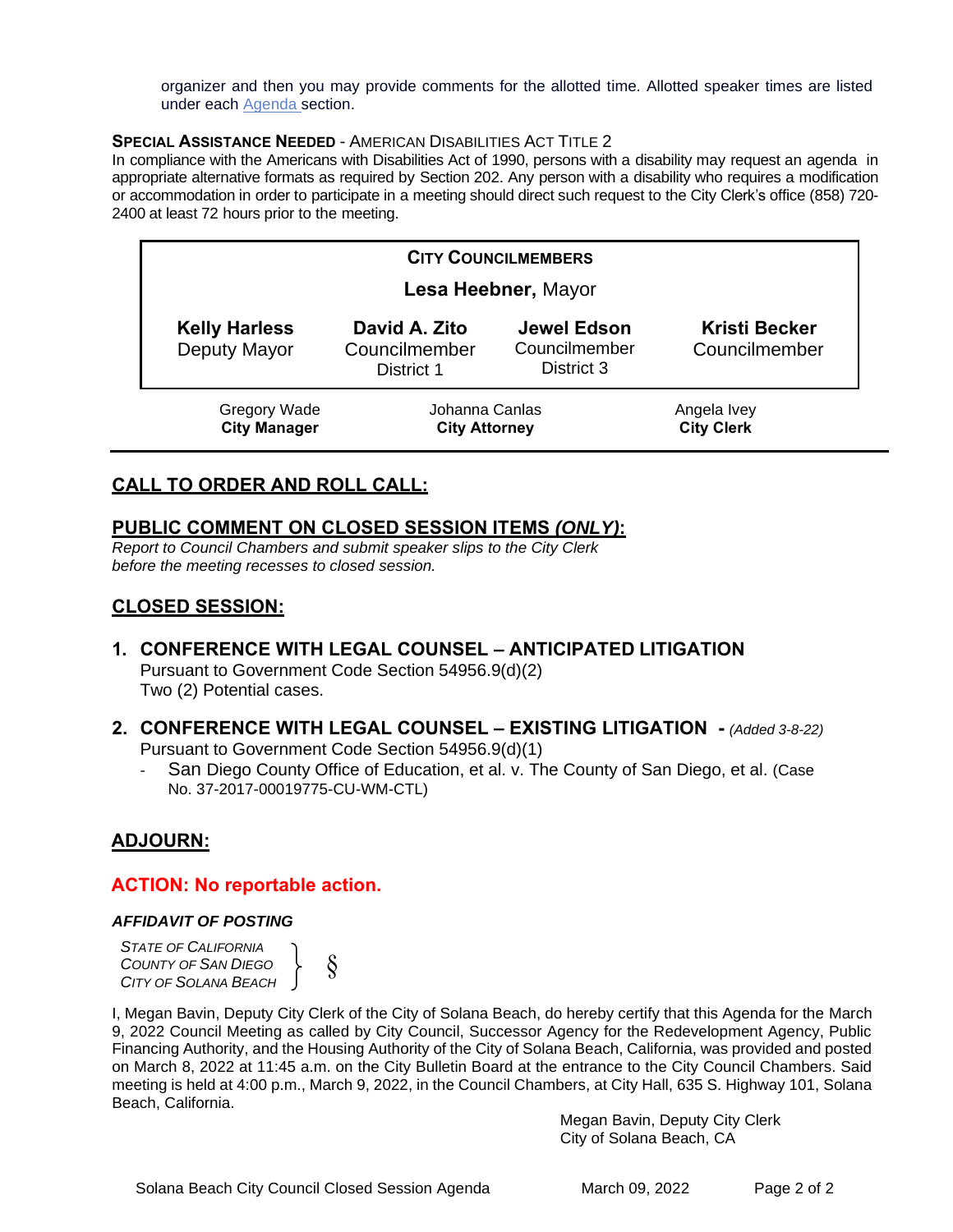organizer and then you may provide comments for the allotted time. Allotted speaker times are listed under each Agenda section.

**SPECIAL ASSISTANCE NEEDED** - AMERICAN DISABILITIES ACT TITLE 2

In compliance with the Americans with Disabilities Act of 1990, persons with a disability may request an agenda in appropriate alternative formats as required by Section 202. Any person with a disability who requires a modification or accommodation in order to participate in a meeting should direct such request to the City Clerk's office (858) 720-2400 at least 72 hours prior to the meeting.

**CITY COUNCILMEMBERS**

**Lesa Heebner,** Mayor

| | | | |
|---|---|---|---|
| **Kelly Harless** Deputy Mayor | **David A. Zito** Councilmember District 1 | **Jewel Edson** Councilmember District 3 | **Kristi Becker** Councilmember |

| | | |
|---|---|---|
| Gregory Wade **City Manager** | Johanna Canlas **City Attorney** | Angela Ivey **City Clerk** |

## CALL TO ORDER AND ROLL CALL:

## PUBLIC COMMENT ON CLOSED SESSION ITEMS *(ONLY)*:

*Report to Council Chambers and submit speaker slips to the City Clerk before the meeting recesses to closed session.*

## CLOSED SESSION:

**1. CONFERENCE WITH LEGAL COUNSEL – ANTICIPATED LITIGATION**

Pursuant to Government Code Section 54956.9(d)(2)
Two (2) Potential cases.

**2. CONFERENCE WITH LEGAL COUNSEL – EXISTING LITIGATION -** *(Added 3-8-22)*

Pursuant to Government Code Section 54956.9(d)(1)

- San Diego County Office of Education, et al. v. The County of San Diego, et al. (Case No. 37-2017-00019775-CU-WM-CTL)

## ADJOURN:

**ACTION: No reportable action.**

***AFFIDAVIT OF POSTING***

*STATE OF CALIFORNIA*
*COUNTY OF SAN DIEGO* } §
*CITY OF SOLANA BEACH*

I, Megan Bavin, Deputy City Clerk of the City of Solana Beach, do hereby certify that this Agenda for the March 9, 2022 Council Meeting as called by City Council, Successor Agency for the Redevelopment Agency, Public Financing Authority, and the Housing Authority of the City of Solana Beach, California, was provided and posted on March 8, 2022 at 11:45 a.m. on the City Bulletin Board at the entrance to the City Council Chambers. Said meeting is held at 4:00 p.m., March 9, 2022, in the Council Chambers, at City Hall, 635 S. Highway 101, Solana Beach, California.

Megan Bavin, Deputy City Clerk
City of Solana Beach, CA